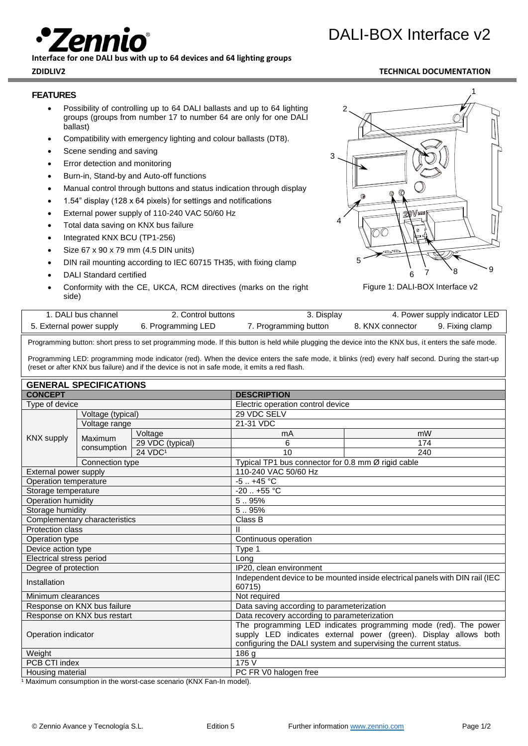# DALI-BOX Interface v2

**Interface for one DALI bus with up to 64 devices and 64 lighting groups**

**ZDIDLIV2** **TECHNICAL DOCUMENTATION**

## FEATURES

- Possibility of controlling up to 64 DALI ballasts and up to 64 lighting groups (groups from number 17 to number 64 are only for one DALI ballast)
- Compatibility with emergency lighting and colour ballasts (DT8).
- Scene sending and saving
- Error detection and monitoring
- Burn-in, Stand-by and Auto-off functions
- Manual control through buttons and status indication through display
- 1.54" display (128 x 64 pixels) for settings and notifications
- External power supply of 110-240 VAC 50/60 Hz
- Total data saving on KNX bus failure
- Integrated KNX BCU (TP1-256)
- Size 67 x 90 x 79 mm (4.5 DIN units)
- DIN rail mounting according to IEC 60715 TH35, with fixing clamp
- DALI Standard certified
- Conformity with the CE, UKCA, RCM directives (marks on the right side)

Figure 1: DALI-BOX Interface v2

| 1. DALI bus channel | 2. Control buttons | 3. Display | 4. Power supply indicator LED |
|---|---|---|---|
| 5. External power supply | 6. Programming LED | 7. Programming button | 8. KNX connector / 9. Fixing clamp |

Programming button: short press to set programming mode. If this button is held while plugging the device into the KNX bus, it enters the safe mode.

Programming LED: programming mode indicator (red). When the device enters the safe mode, it blinks (red) every half second. During the start-up (reset or after KNX bus failure) and if the device is not in safe mode, it emits a red flash.

## GENERAL SPECIFICATIONS

| CONCEPT | | | DESCRIPTION | |
|---|---|---|---|---|
| Type of device | | | Electric operation control device | |
| KNX supply | Voltage (typical) | | 29 VDC SELV | |
| | Voltage range | | 21-31 VDC | |
| | Maximum consumption | Voltage | mA | mW |
| | | 29 VDC (typical) | 6 | 174 |
| | | 24 VDC[1] | 10 | 240 |
| | Connection type | | Typical TP1 bus connector for 0.8 mm Ø rigid cable | |
| External power supply | | | 110-240 VAC 50/60 Hz | |
| Operation temperature | | | -5 .. +45 °C | |
| Storage temperature | | | -20 .. +55 °C | |
| Operation humidity | | | 5 .. 95% | |
| Storage humidity | | | 5 .. 95% | |
| Complementary characteristics | | | Class B | |
| Protection class | | | II | |
| Operation type | | | Continuous operation | |
| Device action type | | | Type 1 | |
| Electrical stress period | | | Long | |
| Degree of protection | | | IP20, clean environment | |
| Installation | | | Independent device to be mounted inside electrical panels with DIN rail (IEC 60715) | |
| Minimum clearances | | | Not required | |
| Response on KNX bus failure | | | Data saving according to parameterization | |
| Response on KNX bus restart | | | Data recovery according to parameterization | |
| Operation indicator | | | The programming LED indicates programming mode (red). The power supply LED indicates external power (green). Display allows both configuring the DALI system and supervising the current status. | |
| Weight | | | 186 g | |
| PCB CTI index | | | 175 V | |
| Housing material | | | PC FR V0 halogen free | |

[1] Maximum consumption in the worst-case scenario (KNX Fan-In model).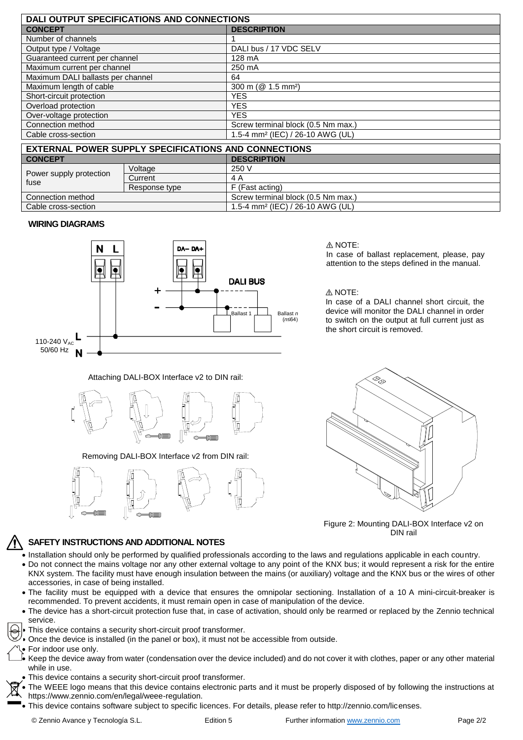## DALI OUTPUT SPECIFICATIONS AND CONNECTIONS

| CONCEPT | DESCRIPTION |
|---|---|
| Number of channels | 1 |
| Output type / Voltage | DALI bus / 17 VDC SELV |
| Guaranteed current per channel | 128 mA |
| Maximum current per channel | 250 mA |
| Maximum DALI ballasts per channel | 64 |
| Maximum length of cable | 300 m (@ 1.5 mm²) |
| Short-circuit protection | YES |
| Overload protection | YES |
| Over-voltage protection | YES |
| Connection method | Screw terminal block (0.5 Nm max.) |
| Cable cross-section | 1.5-4 mm² (IEC) / 26-10 AWG (UL) |

## EXTERNAL POWER SUPPLY SPECIFICATIONS AND CONNECTIONS

| CONCEPT | | DESCRIPTION |
|---|---|---|
| Power supply protection fuse | Voltage | 250 V |
| | Current | 4 A |
| | Response type | F (Fast acting) |
| Connection method | | Screw terminal block (0.5 Nm max.) |
| Cable cross-section | | 1.5-4 mm² (IEC) / 26-10 AWG (UL) |

### WIRING DIAGRAMS

N L

DA– DA+

DALI BUS

Ballast 1

Ballast *n* (*n*≤64)

110-240 $V_{AC}$ 50/60 Hz

⚠ NOTE:
In case of ballast replacement, please, pay attention to the steps defined in the manual.

⚠ NOTE:
In case of a DALI channel short circuit, the device will monitor the DALI channel in order to switch on the output at full current just as the short circuit is removed.

Attaching DALI-BOX Interface v2 to DIN rail:

Removing DALI-BOX Interface v2 from DIN rail:

Figure 2: Mounting DALI-BOX Interface v2 on DIN rail

### SAFETY INSTRUCTIONS AND ADDITIONAL NOTES

- Installation should only be performed by qualified professionals according to the laws and regulations applicable in each country.
- Do not connect the mains voltage nor any other external voltage to any point of the KNX bus; it would represent a risk for the entire KNX system. The facility must have enough insulation between the mains (or auxiliary) voltage and the KNX bus or the wires of other accessories, in case of being installed.
- The facility must be equipped with a device that ensures the omnipolar sectioning. Installation of a 10 A mini-circuit-breaker is recommended. To prevent accidents, it must remain open in case of manipulation of the device.
- The device has a short-circuit protection fuse that, in case of activation, should only be rearmed or replaced by the Zennio technical service.
- This device contains a security short-circuit proof transformer.
- Once the device is installed (in the panel or box), it must not be accessible from outside.
- For indoor use only.
- Keep the device away from water (condensation over the device included) and do not cover it with clothes, paper or any other material while in use.
- This device contains a security short-circuit proof transformer.
- The WEEE logo means that this device contains electronic parts and it must be properly disposed of by following the instructions at https://www.zennio.com/en/legal/weee-regulation.
- This device contains software subject to specific licences. For details, please refer to http://zennio.com/licenses.

© Zennio Avance y Tecnología S.L. Edition 5 Further information www.zennio.com